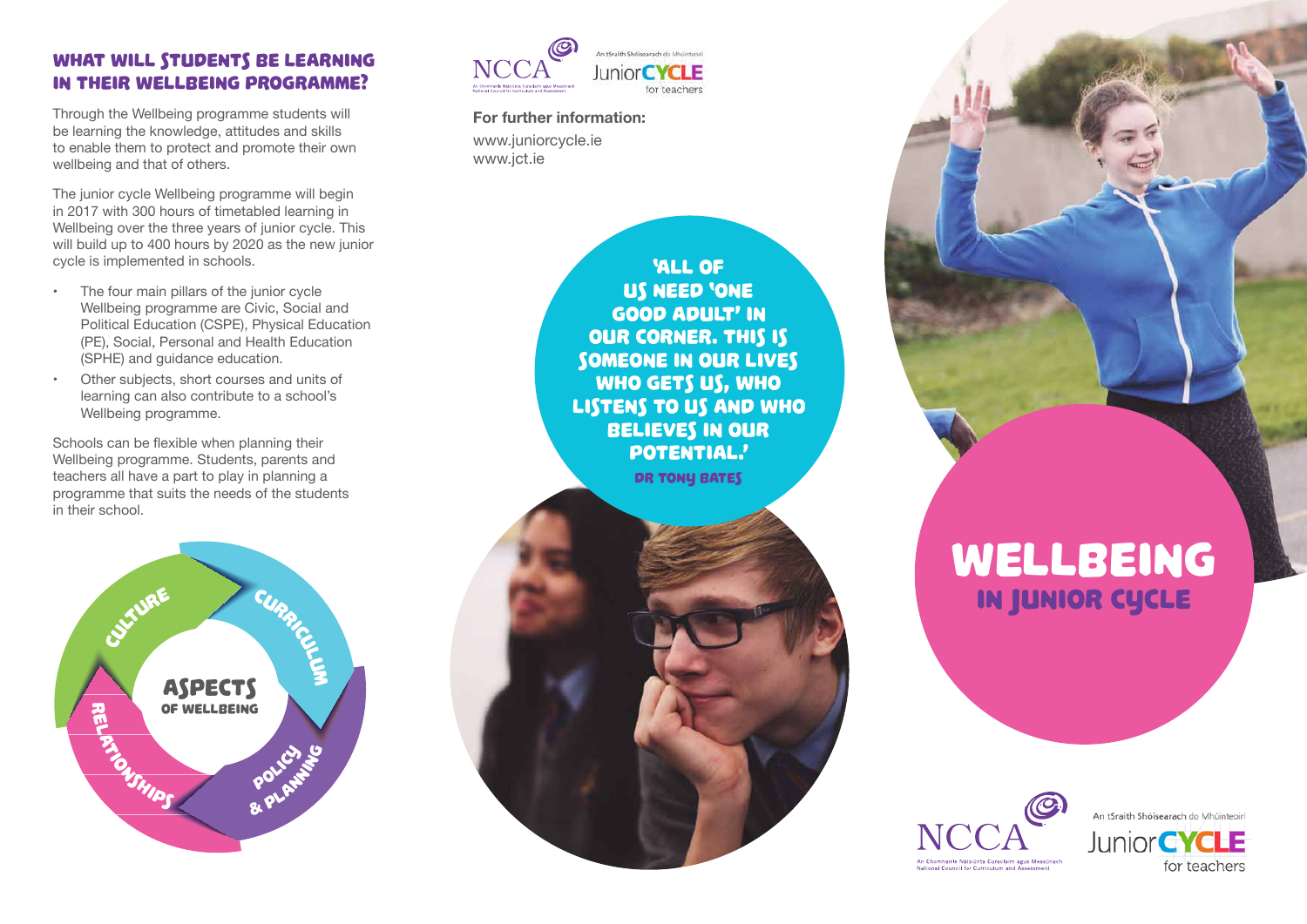## WHAT WILL STUDENTS BE LEARNING IN THEIR WELLBEING PROGRAMME?

Through the Wellbeing programme students will be learning the knowledge, attitudes and skills to enable them to protect and promote their own wellbeing and that of others.

The junior cycle Wellbeing programme will begin in 2017 with 300 hours of timetabled learning in Wellbeing over the three years of junior cycle. This will build up to 400 hours by 2020 as the new junior cycle is implemented in schools.

- The four main pillars of the junior cycle Wellbeing programme are Civic, Social and Political Education (CSPE), Physical Education (PE), Social, Personal and Health Education (SPHE) and guidance education.
- Other subjects, short courses and units of learning can also contribute to a school's Wellbeing programme.

Schools can be flexible when planning their Wellbeing programme. Students, parents and teachers all have a part to play in planning a programme that suits the needs of the students in their school.

**ASPECTS OF WELLBEING**

- Culture
- Curriculum
- Policy & Planning
- Relationships

NCCA — An Chomhairle Náisiúnta Curaclaim agus Measúnachta / National Council for Curriculum and Assessment

An tSraith Shóisearach do Mhúinteoirí — Junior CYCLE for teachers

**For further information:**

www.juniorcycle.ie
www.jct.ie

'ALL OF US NEED 'ONE GOOD ADULT' IN OUR CORNER. THIS IS SOMEONE IN OUR LIVES WHO GETS US, WHO LISTENS TO US AND WHO BELIEVES IN OUR POTENTIAL.'

DR TONY BATES

# WELLBEING

## IN JUNIOR CYCLE

NCCA — An Chomhairle Náisiúnta Curaclaim agus Measúnachta / National Council for Curriculum and Assessment

An tSraith Shóisearach do Mhúinteoirí — Junior CYCLE for teachers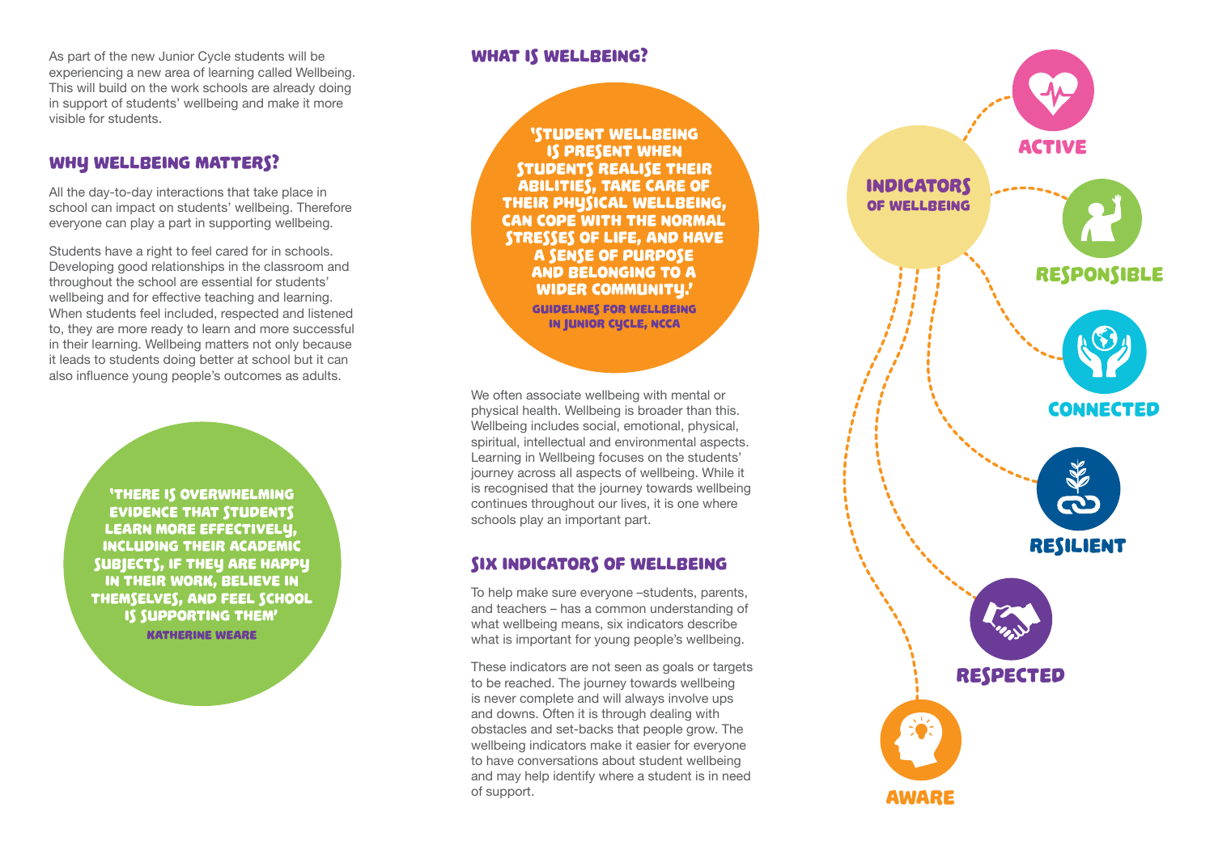As part of the new Junior Cycle students will be experiencing a new area of learning called Wellbeing. This will build on the work schools are already doing in support of students' wellbeing and make it more visible for students.

## WHY WELLBEING MATTERS?

All the day-to-day interactions that take place in school can impact on students' wellbeing. Therefore everyone can play a part in supporting wellbeing.

Students have a right to feel cared for in schools. Developing good relationships in the classroom and throughout the school are essential for students' wellbeing and for effective teaching and learning. When students feel included, respected and listened to, they are more ready to learn and more successful in their learning. Wellbeing matters not only because it leads to students doing better at school but it can also influence young people's outcomes as adults.

**'THERE IS OVERWHELMING EVIDENCE THAT STUDENTS LEARN MORE EFFECTIVELY, INCLUDING THEIR ACADEMIC SUBJECTS, IF THEY ARE HAPPY IN THEIR WORK, BELIEVE IN THEMSELVES, AND FEEL SCHOOL IS SUPPORTING THEM'**
KATHERINE WEARE

## WHAT IS WELLBEING?

**'STUDENT WELLBEING IS PRESENT WHEN STUDENTS REALISE THEIR ABILITIES, TAKE CARE OF THEIR PHYSICAL WELLBEING, CAN COPE WITH THE NORMAL STRESSES OF LIFE, AND HAVE A SENSE OF PURPOSE AND BELONGING TO A WIDER COMMUNITY.'**
GUIDELINES FOR WELLBEING IN JUNIOR CYCLE, NCCA

We often associate wellbeing with mental or physical health. Wellbeing is broader than this. Wellbeing includes social, emotional, physical, spiritual, intellectual and environmental aspects. Learning in Wellbeing focuses on the students' journey across all aspects of wellbeing. While it is recognised that the journey towards wellbeing continues throughout our lives, it is one where schools play an important part.

## SIX INDICATORS OF WELLBEING

To help make sure everyone –students, parents, and teachers – has a common understanding of what wellbeing means, six indicators describe what is important for young people's wellbeing.

These indicators are not seen as goals or targets to be reached. The journey towards wellbeing is never complete and will always involve ups and downs. Often it is through dealing with obstacles and set-backs that people grow. The wellbeing indicators make it easier for everyone to have conversations about student wellbeing and may help identify where a student is in need of support.

INDICATORS OF WELLBEING

ACTIVE

RESPONSIBLE

CONNECTED

RESILIENT

RESPECTED

AWARE